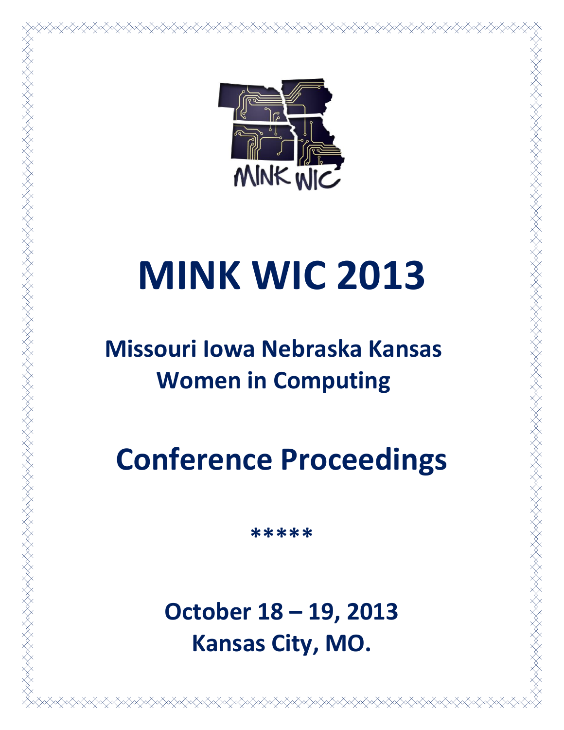MINK WIC

# MINK WIC 2013

## Missouri Iowa Nebraska Kansas Women in Computing

# Conference Proceedings

*****

**October 18 – 19, 2013**
**Kansas City, MO.**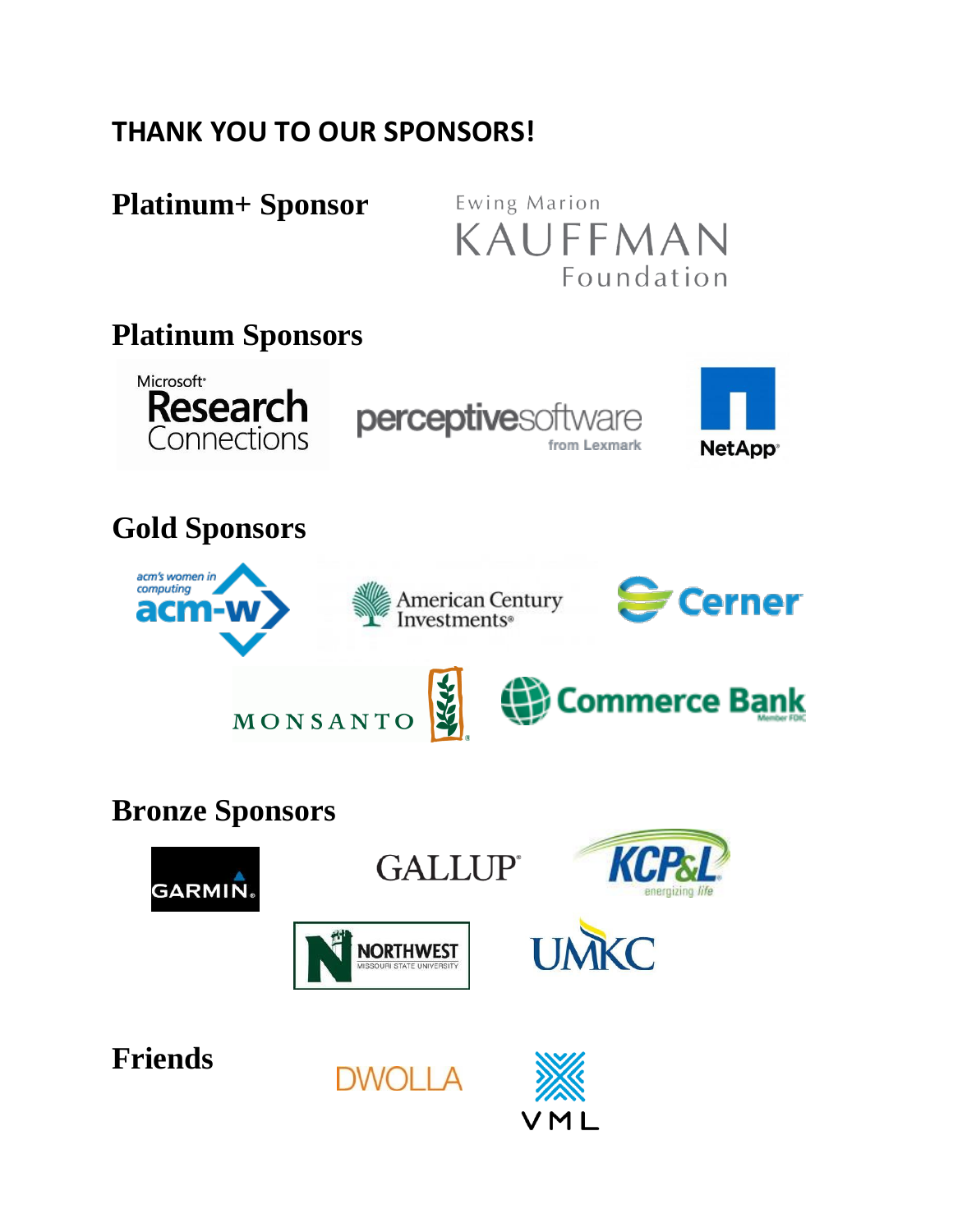## THANK YOU TO OUR SPONSORS!

### Platinum+ Sponsor

Ewing Marion KAUFFMAN Foundation

### Platinum Sponsors

Microsoft Research Connections

perceptivesoftware from Lexmark

NetApp

### Gold Sponsors

acm's women in computing acm-w

American Century Investments

Cerner

MONSANTO

Commerce Bank Member FDIC

### Bronze Sponsors

GARMIN

GALLUP

KCP&L energizing life

NORTHWEST MISSOURI STATE UNIVERSITY

UMKC

### Friends

DWOLLA

VML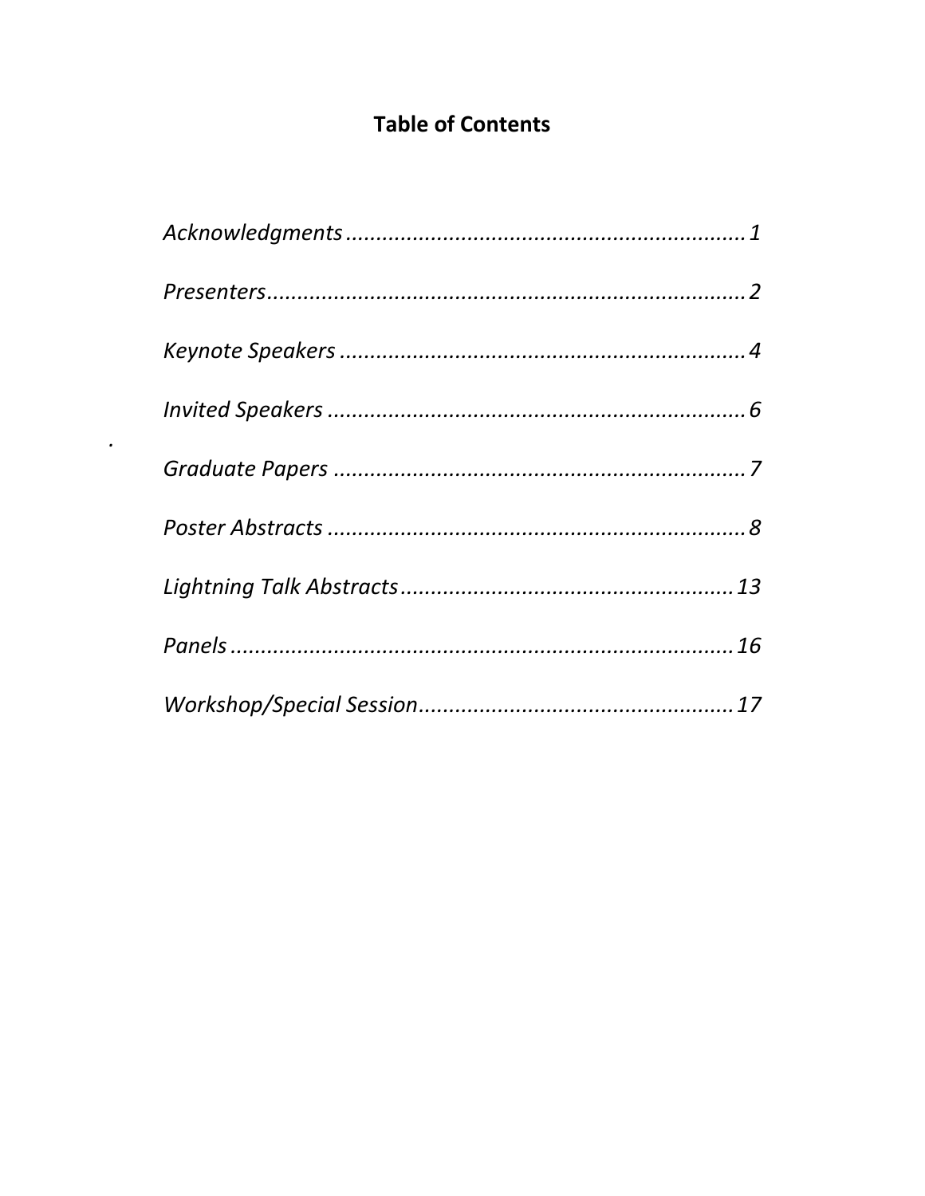# Table of Contents

*Acknowledgments* .................................................................. 1

*Presenters* .............................................................................. 2

*Keynote Speakers* .................................................................. 4

*Invited Speakers* .................................................................... 6

*Graduate Papers* ................................................................... 7

*Poster Abstracts* .................................................................... 8

*Lightning Talk Abstracts* ...................................................... 13

*Panels* ................................................................................... 16

*Workshop/Special Session* .................................................. 17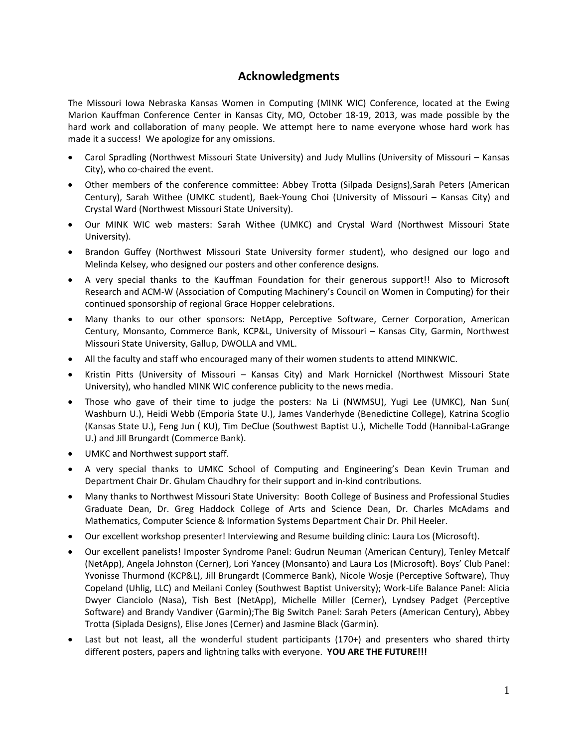## Acknowledgments

The Missouri Iowa Nebraska Kansas Women in Computing (MINK WIC) Conference, located at the Ewing Marion Kauffman Conference Center in Kansas City, MO, October 18-19, 2013, was made possible by the hard work and collaboration of many people. We attempt here to name everyone whose hard work has made it a success! We apologize for any omissions.

- Carol Spradling (Northwest Missouri State University) and Judy Mullins (University of Missouri – Kansas City), who co-chaired the event.
- Other members of the conference committee: Abbey Trotta (Silpada Designs),Sarah Peters (American Century), Sarah Withee (UMKC student), Baek-Young Choi (University of Missouri – Kansas City) and Crystal Ward (Northwest Missouri State University).
- Our MINK WIC web masters: Sarah Withee (UMKC) and Crystal Ward (Northwest Missouri State University).
- Brandon Guffey (Northwest Missouri State University former student), who designed our logo and Melinda Kelsey, who designed our posters and other conference designs.
- A very special thanks to the Kauffman Foundation for their generous support!! Also to Microsoft Research and ACM-W (Association of Computing Machinery's Council on Women in Computing) for their continued sponsorship of regional Grace Hopper celebrations.
- Many thanks to our other sponsors: NetApp, Perceptive Software, Cerner Corporation, American Century, Monsanto, Commerce Bank, KCP&L, University of Missouri – Kansas City, Garmin, Northwest Missouri State University, Gallup, DWOLLA and VML.
- All the faculty and staff who encouraged many of their women students to attend MINKWIC.
- Kristin Pitts (University of Missouri – Kansas City) and Mark Hornickel (Northwest Missouri State University), who handled MINK WIC conference publicity to the news media.
- Those who gave of their time to judge the posters: Na Li (NWMSU), Yugi Lee (UMKC), Nan Sun( Washburn U.), Heidi Webb (Emporia State U.), James Vanderhyde (Benedictine College), Katrina Scoglio (Kansas State U.), Feng Jun ( KU), Tim DeClue (Southwest Baptist U.), Michelle Todd (Hannibal-LaGrange U.) and Jill Brungardt (Commerce Bank).
- UMKC and Northwest support staff.
- A very special thanks to UMKC School of Computing and Engineering's Dean Kevin Truman and Department Chair Dr. Ghulam Chaudhry for their support and in-kind contributions.
- Many thanks to Northwest Missouri State University: Booth College of Business and Professional Studies Graduate Dean, Dr. Greg Haddock College of Arts and Science Dean, Dr. Charles McAdams and Mathematics, Computer Science & Information Systems Department Chair Dr. Phil Heeler.
- Our excellent workshop presenter! Interviewing and Resume building clinic: Laura Los (Microsoft).
- Our excellent panelists! Imposter Syndrome Panel: Gudrun Neuman (American Century), Tenley Metcalf (NetApp), Angela Johnston (Cerner), Lori Yancey (Monsanto) and Laura Los (Microsoft). Boys' Club Panel: Yvonisse Thurmond (KCP&L), Jill Brungardt (Commerce Bank), Nicole Wosje (Perceptive Software), Thuy Copeland (Uhlig, LLC) and Meilani Conley (Southwest Baptist University); Work-Life Balance Panel: Alicia Dwyer Cianciolo (Nasa), Tish Best (NetApp), Michelle Miller (Cerner), Lyndsey Padget (Perceptive Software) and Brandy Vandiver (Garmin);The Big Switch Panel: Sarah Peters (American Century), Abbey Trotta (Siplada Designs), Elise Jones (Cerner) and Jasmine Black (Garmin).
- Last but not least, all the wonderful student participants (170+) and presenters who shared thirty different posters, papers and lightning talks with everyone. **YOU ARE THE FUTURE!!!**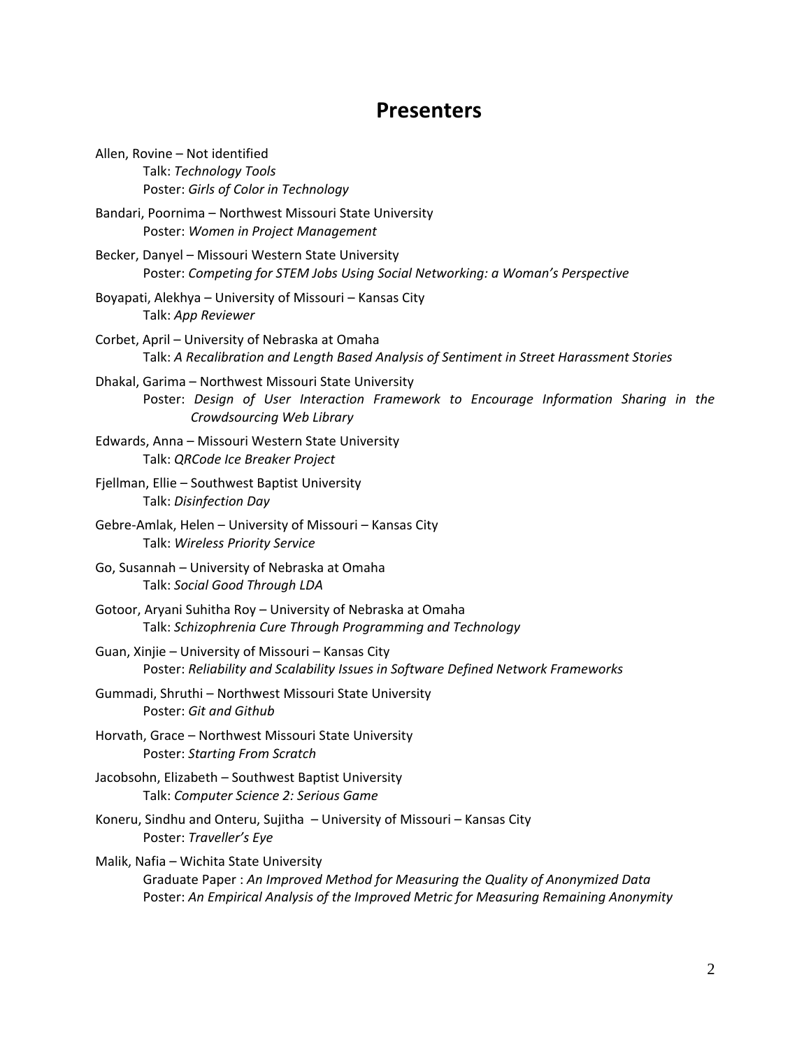# Presenters

Allen, Rovine – Not identified
  Talk: *Technology Tools*
  Poster: *Girls of Color in Technology*

Bandari, Poornima – Northwest Missouri State University
  Poster: *Women in Project Management*

Becker, Danyel – Missouri Western State University
  Poster: *Competing for STEM Jobs Using Social Networking: a Woman's Perspective*

Boyapati, Alekhya – University of Missouri – Kansas City
  Talk: *App Reviewer*

Corbet, April – University of Nebraska at Omaha
  Talk: *A Recalibration and Length Based Analysis of Sentiment in Street Harassment Stories*

Dhakal, Garima – Northwest Missouri State University
  Poster: *Design of User Interaction Framework to Encourage Information Sharing in the Crowdsourcing Web Library*

Edwards, Anna – Missouri Western State University
  Talk: *QRCode Ice Breaker Project*

Fjellman, Ellie – Southwest Baptist University
  Talk: *Disinfection Day*

Gebre-Amlak, Helen – University of Missouri – Kansas City
  Talk: *Wireless Priority Service*

Go, Susannah – University of Nebraska at Omaha
  Talk: *Social Good Through LDA*

Gotoor, Aryani Suhitha Roy – University of Nebraska at Omaha
  Talk: *Schizophrenia Cure Through Programming and Technology*

Guan, Xinjie – University of Missouri – Kansas City
  Poster: *Reliability and Scalability Issues in Software Defined Network Frameworks*

Gummadi, Shruthi – Northwest Missouri State University
  Poster: *Git and Github*

Horvath, Grace – Northwest Missouri State University
  Poster: *Starting From Scratch*

Jacobsohn, Elizabeth – Southwest Baptist University
  Talk: *Computer Science 2: Serious Game*

Koneru, Sindhu and Onteru, Sujitha – University of Missouri – Kansas City
  Poster: *Traveller's Eye*

Malik, Nafia – Wichita State University
  Graduate Paper : *An Improved Method for Measuring the Quality of Anonymized Data*
  Poster: *An Empirical Analysis of the Improved Metric for Measuring Remaining Anonymity*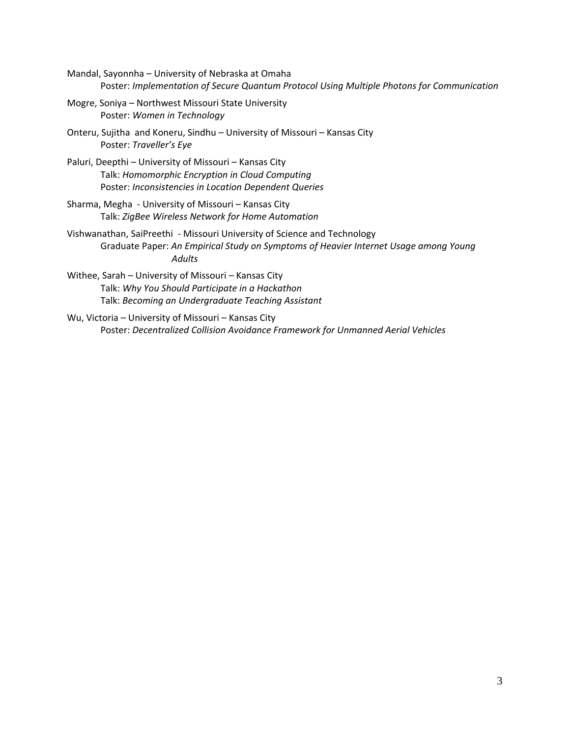Mandal, Sayonnha – University of Nebraska at Omaha
    Poster: *Implementation of Secure Quantum Protocol Using Multiple Photons for Communication*

Mogre, Soniya – Northwest Missouri State University
    Poster: *Women in Technology*

Onteru, Sujitha and Koneru, Sindhu – University of Missouri – Kansas City
    Poster: *Traveller's Eye*

Paluri, Deepthi – University of Missouri – Kansas City
    Talk: *Homomorphic Encryption in Cloud Computing*
    Poster: *Inconsistencies in Location Dependent Queries*

Sharma, Megha - University of Missouri – Kansas City
    Talk: *ZigBee Wireless Network for Home Automation*

Vishwanathan, SaiPreethi - Missouri University of Science and Technology
    Graduate Paper: *An Empirical Study on Symptoms of Heavier Internet Usage among Young Adults*

Withee, Sarah – University of Missouri – Kansas City
    Talk: *Why You Should Participate in a Hackathon*
    Talk: *Becoming an Undergraduate Teaching Assistant*

Wu, Victoria – University of Missouri – Kansas City
    Poster: *Decentralized Collision Avoidance Framework for Unmanned Aerial Vehicles*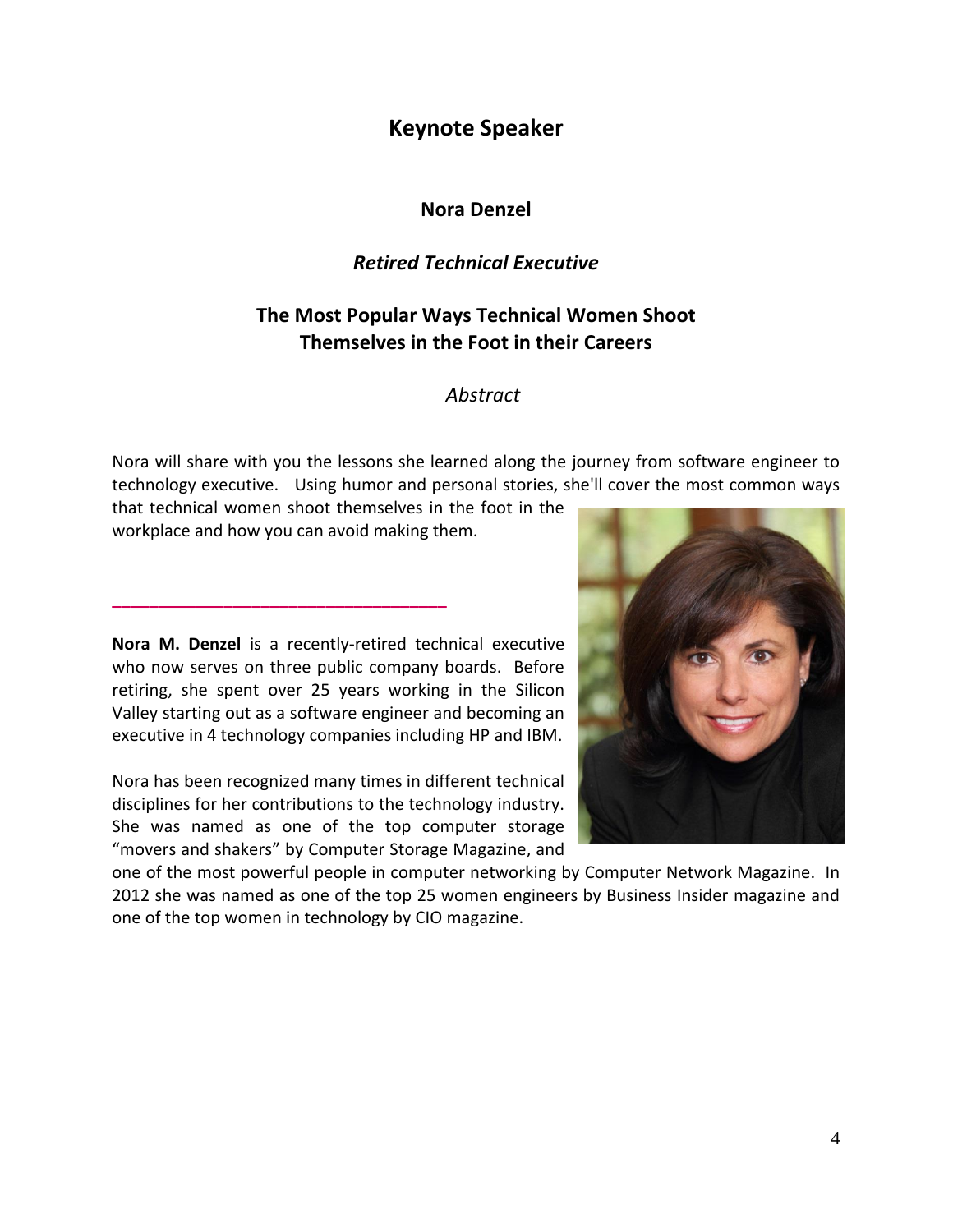# Keynote Speaker

**Nora Denzel**

***Retired Technical Executive***

## The Most Popular Ways Technical Women Shoot Themselves in the Foot in their Careers

*Abstract*

Nora will share with you the lessons she learned along the journey from software engineer to technology executive. Using humor and personal stories, she'll cover the most common ways that technical women shoot themselves in the foot in the workplace and how you can avoid making them.

---

**Nora M. Denzel** is a recently-retired technical executive who now serves on three public company boards. Before retiring, she spent over 25 years working in the Silicon Valley starting out as a software engineer and becoming an executive in 4 technology companies including HP and IBM.

Nora has been recognized many times in different technical disciplines for her contributions to the technology industry. She was named as one of the top computer storage "movers and shakers" by Computer Storage Magazine, and one of the most powerful people in computer networking by Computer Network Magazine. In 2012 she was named as one of the top 25 women engineers by Business Insider magazine and one of the top women in technology by CIO magazine.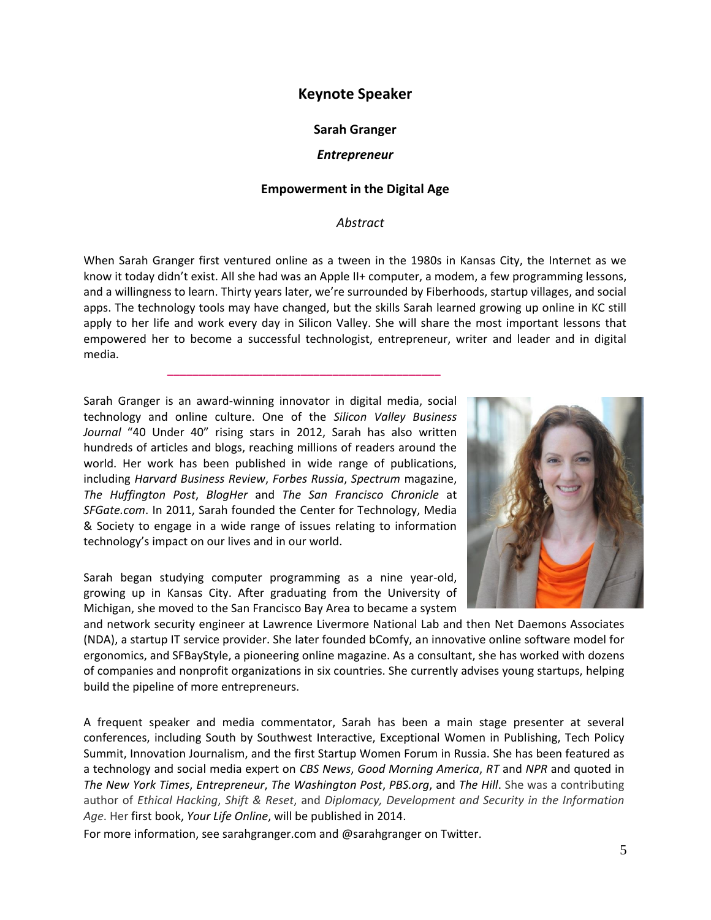## Keynote Speaker

**Sarah Granger**

***Entrepreneur***

**Empowerment in the Digital Age**

*Abstract*

When Sarah Granger first ventured online as a tween in the 1980s in Kansas City, the Internet as we know it today didn't exist. All she had was an Apple II+ computer, a modem, a few programming lessons, and a willingness to learn. Thirty years later, we're surrounded by Fiberhoods, startup villages, and social apps. The technology tools may have changed, but the skills Sarah learned growing up online in KC still apply to her life and work every day in Silicon Valley. She will share the most important lessons that empowered her to become a successful technologist, entrepreneur, writer and leader and in digital media.

---

Sarah Granger is an award-winning innovator in digital media, social technology and online culture. One of the *Silicon Valley Business Journal* "40 Under 40" rising stars in 2012, Sarah has also written hundreds of articles and blogs, reaching millions of readers around the world. Her work has been published in wide range of publications, including *Harvard Business Review*, *Forbes Russia*, *Spectrum* magazine, *The Huffington Post*, *BlogHer* and *The San Francisco Chronicle* at *SFGate.com*. In 2011, Sarah founded the Center for Technology, Media & Society to engage in a wide range of issues relating to information technology's impact on our lives and in our world.

Sarah began studying computer programming as a nine year-old, growing up in Kansas City. After graduating from the University of Michigan, she moved to the San Francisco Bay Area to became a system and network security engineer at Lawrence Livermore National Lab and then Net Daemons Associates (NDA), a startup IT service provider. She later founded bComfy, an innovative online software model for ergonomics, and SFBayStyle, a pioneering online magazine. As a consultant, she has worked with dozens of companies and nonprofit organizations in six countries. She currently advises young startups, helping build the pipeline of more entrepreneurs.

A frequent speaker and media commentator, Sarah has been a main stage presenter at several conferences, including South by Southwest Interactive, Exceptional Women in Publishing, Tech Policy Summit, Innovation Journalism, and the first Startup Women Forum in Russia. She has been featured as a technology and social media expert on *CBS News*, *Good Morning America*, *RT* and *NPR* and quoted in *The New York Times*, *Entrepreneur*, *The Washington Post*, *PBS.org*, and *The Hill*. She was a contributing author of *Ethical Hacking*, *Shift & Reset*, and *Diplomacy, Development and Security in the Information Age*. Her first book, *Your Life Online*, will be published in 2014.

For more information, see sarahgranger.com and @sarahgranger on Twitter.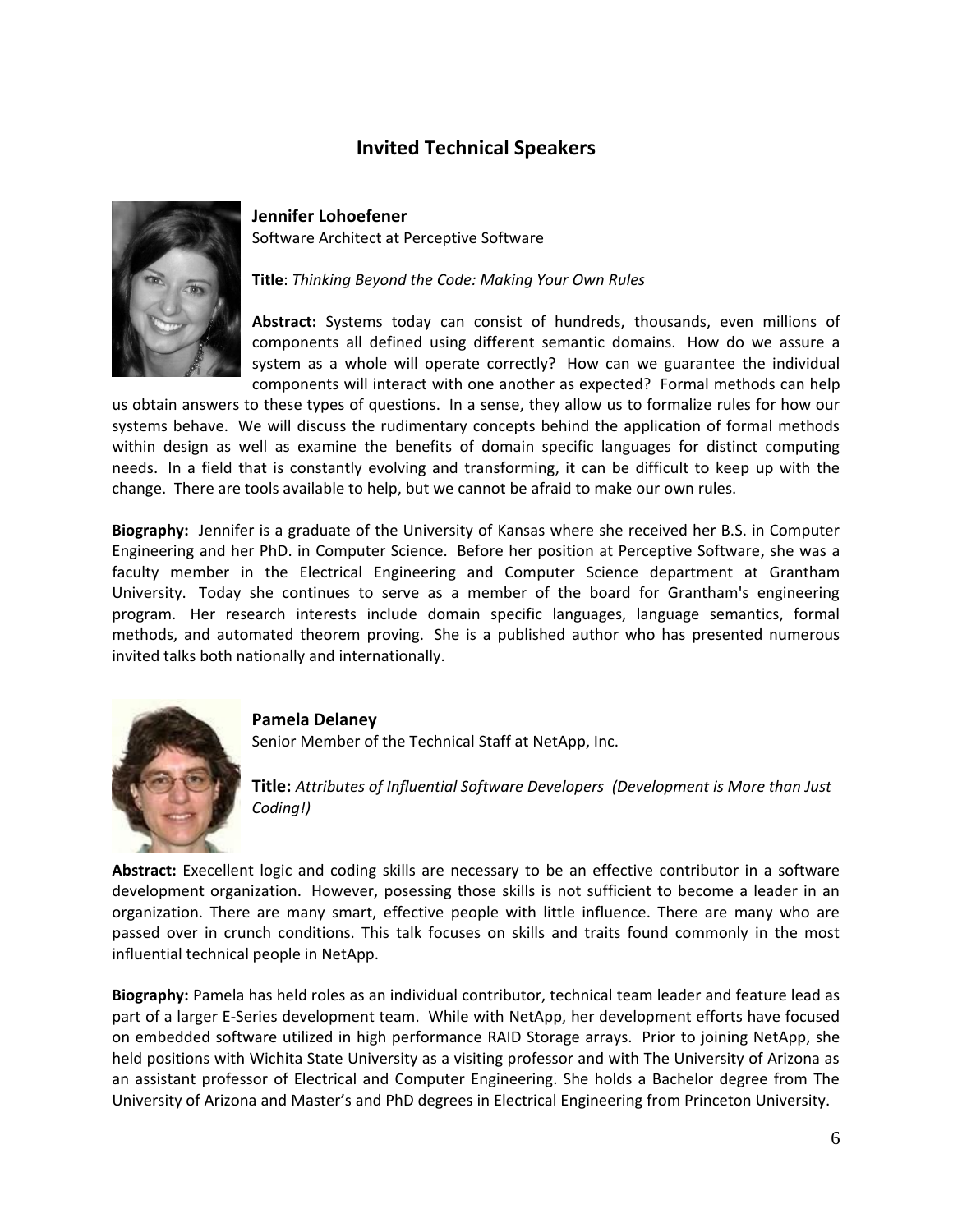## Invited Technical Speakers

### Jennifer Lohoefener

Software Architect at Perceptive Software

**Title**: *Thinking Beyond the Code: Making Your Own Rules*

**Abstract:** Systems today can consist of hundreds, thousands, even millions of components all defined using different semantic domains. How do we assure a system as a whole will operate correctly? How can we guarantee the individual components will interact with one another as expected? Formal methods can help us obtain answers to these types of questions. In a sense, they allow us to formalize rules for how our systems behave. We will discuss the rudimentary concepts behind the application of formal methods within design as well as examine the benefits of domain specific languages for distinct computing needs. In a field that is constantly evolving and transforming, it can be difficult to keep up with the change. There are tools available to help, but we cannot be afraid to make our own rules.

**Biography:** Jennifer is a graduate of the University of Kansas where she received her B.S. in Computer Engineering and her PhD. in Computer Science. Before her position at Perceptive Software, she was a faculty member in the Electrical Engineering and Computer Science department at Grantham University. Today she continues to serve as a member of the board for Grantham's engineering program. Her research interests include domain specific languages, language semantics, formal methods, and automated theorem proving. She is a published author who has presented numerous invited talks both nationally and internationally.

### Pamela Delaney

Senior Member of the Technical Staff at NetApp, Inc.

**Title:** *Attributes of Influential Software Developers (Development is More than Just Coding!)*

**Abstract:** Exececllent logic and coding skills are necessary to be an effective contributor in a software development organization. However, posessing those skills is not sufficient to become a leader in an organization. There are many smart, effective people with little influence. There are many who are passed over in crunch conditions. This talk focuses on skills and traits found commonly in the most influential technical people in NetApp.

**Biography:** Pamela has held roles as an individual contributor, technical team leader and feature lead as part of a larger E-Series development team. While with NetApp, her development efforts have focused on embedded software utilized in high performance RAID Storage arrays. Prior to joining NetApp, she held positions with Wichita State University as a visiting professor and with The University of Arizona as an assistant professor of Electrical and Computer Engineering. She holds a Bachelor degree from The University of Arizona and Master's and PhD degrees in Electrical Engineering from Princeton University.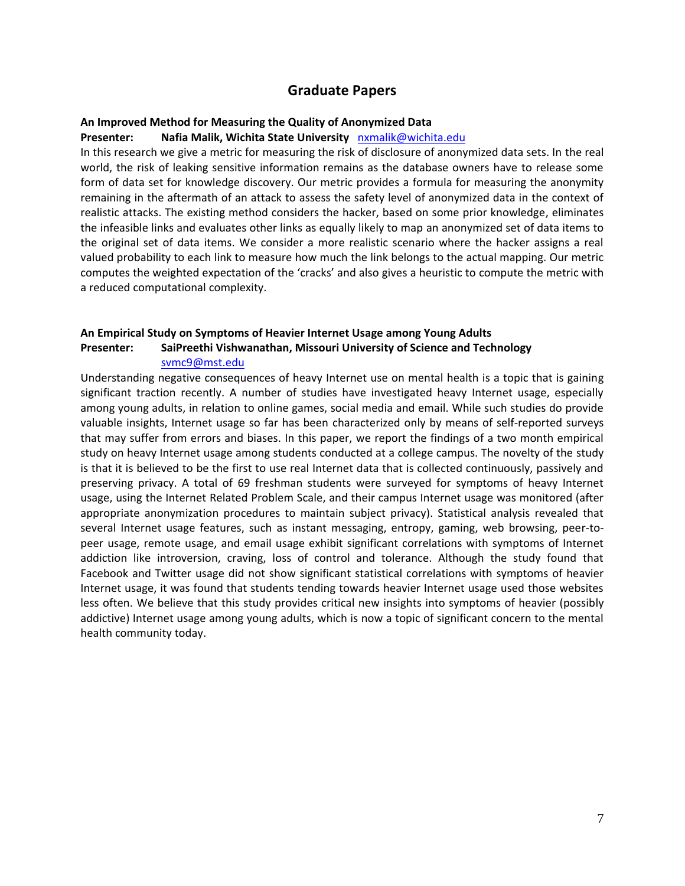## Graduate Papers

**An Improved Method for Measuring the Quality of Anonymized Data**

**Presenter: Nafia Malik, Wichita State University** nxmalik@wichita.edu

In this research we give a metric for measuring the risk of disclosure of anonymized data sets. In the real world, the risk of leaking sensitive information remains as the database owners have to release some form of data set for knowledge discovery. Our metric provides a formula for measuring the anonymity remaining in the aftermath of an attack to assess the safety level of anonymized data in the context of realistic attacks. The existing method considers the hacker, based on some prior knowledge, eliminates the infeasible links and evaluates other links as equally likely to map an anonymized set of data items to the original set of data items. We consider a more realistic scenario where the hacker assigns a real valued probability to each link to measure how much the link belongs to the actual mapping. Our metric computes the weighted expectation of the 'cracks' and also gives a heuristic to compute the metric with a reduced computational complexity.

**An Empirical Study on Symptoms of Heavier Internet Usage among Young Adults**

**Presenter: SaiPreethi Vishwanathan, Missouri University of Science and Technology**
svmc9@mst.edu

Understanding negative consequences of heavy Internet use on mental health is a topic that is gaining significant traction recently. A number of studies have investigated heavy Internet usage, especially among young adults, in relation to online games, social media and email. While such studies do provide valuable insights, Internet usage so far has been characterized only by means of self-reported surveys that may suffer from errors and biases. In this paper, we report the findings of a two month empirical study on heavy Internet usage among students conducted at a college campus. The novelty of the study is that it is believed to be the first to use real Internet data that is collected continuously, passively and preserving privacy. A total of 69 freshman students were surveyed for symptoms of heavy Internet usage, using the Internet Related Problem Scale, and their campus Internet usage was monitored (after appropriate anonymization procedures to maintain subject privacy). Statistical analysis revealed that several Internet usage features, such as instant messaging, entropy, gaming, web browsing, peer-to-peer usage, remote usage, and email usage exhibit significant correlations with symptoms of Internet addiction like introversion, craving, loss of control and tolerance. Although the study found that Facebook and Twitter usage did not show significant statistical correlations with symptoms of heavier Internet usage, it was found that students tending towards heavier Internet usage used those websites less often. We believe that this study provides critical new insights into symptoms of heavier (possibly addictive) Internet usage among young adults, which is now a topic of significant concern to the mental health community today.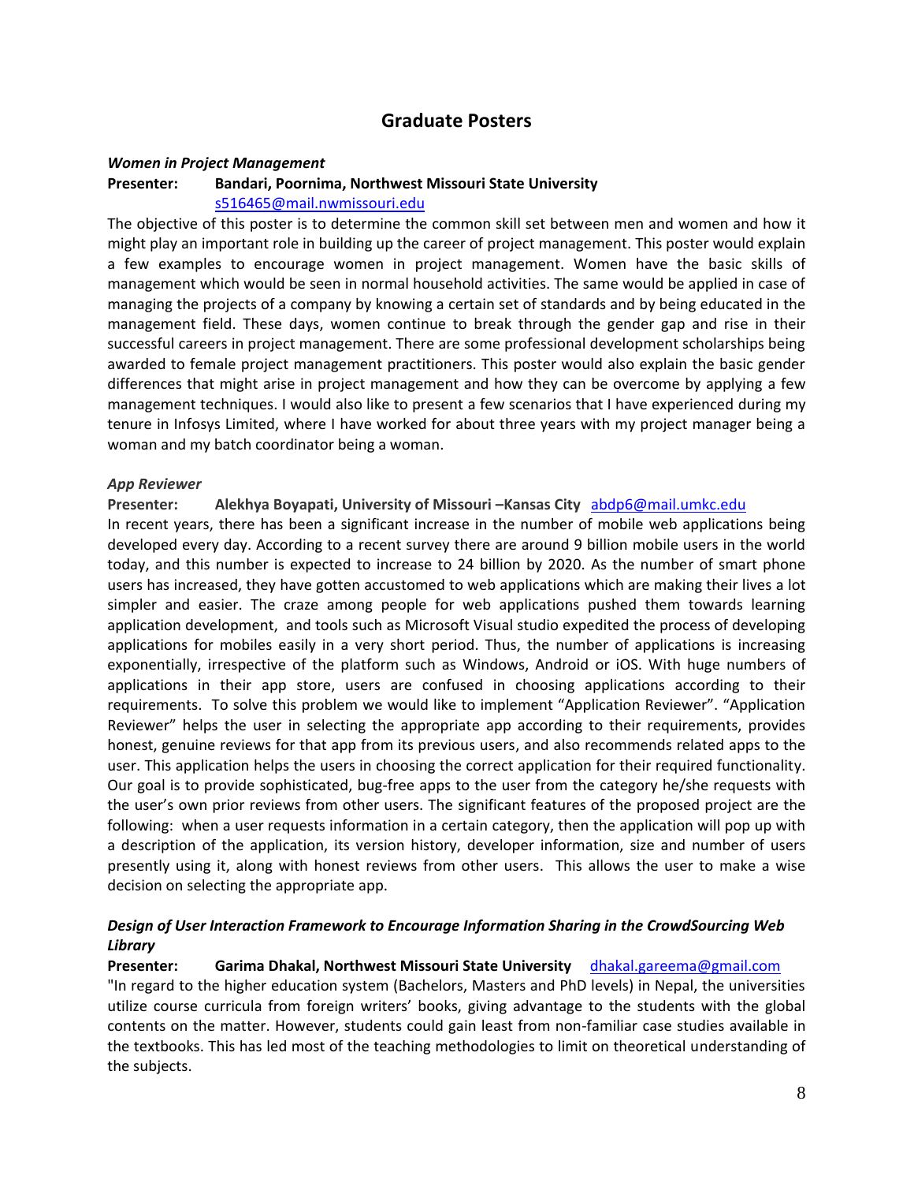## Graduate Posters

***Women in Project Management***

**Presenter: Bandari, Poornima, Northwest Missouri State University**
s516465@mail.nwmissouri.edu

The objective of this poster is to determine the common skill set between men and women and how it might play an important role in building up the career of project management. This poster would explain a few examples to encourage women in project management. Women have the basic skills of management which would be seen in normal household activities. The same would be applied in case of managing the projects of a company by knowing a certain set of standards and by being educated in the management field. These days, women continue to break through the gender gap and rise in their successful careers in project management. There are some professional development scholarships being awarded to female project management practitioners. This poster would also explain the basic gender differences that might arise in project management and how they can be overcome by applying a few management techniques. I would also like to present a few scenarios that I have experienced during my tenure in Infosys Limited, where I have worked for about three years with my project manager being a woman and my batch coordinator being a woman.

***App Reviewer***

**Presenter: Alekhya Boyapati, University of Missouri –Kansas City** abdp6@mail.umkc.edu

In recent years, there has been a significant increase in the number of mobile web applications being developed every day. According to a recent survey there are around 9 billion mobile users in the world today, and this number is expected to increase to 24 billion by 2020. As the number of smart phone users has increased, they have gotten accustomed to web applications which are making their lives a lot simpler and easier. The craze among people for web applications pushed them towards learning application development, and tools such as Microsoft Visual studio expedited the process of developing applications for mobiles easily in a very short period. Thus, the number of applications is increasing exponentially, irrespective of the platform such as Windows, Android or iOS. With huge numbers of applications in their app store, users are confused in choosing applications according to their requirements. To solve this problem we would like to implement "Application Reviewer". "Application Reviewer" helps the user in selecting the appropriate app according to their requirements, provides honest, genuine reviews for that app from its previous users, and also recommends related apps to the user. This application helps the users in choosing the correct application for their required functionality. Our goal is to provide sophisticated, bug-free apps to the user from the category he/she requests with the user's own prior reviews from other users. The significant features of the proposed project are the following: when a user requests information in a certain category, then the application will pop up with a description of the application, its version history, developer information, size and number of users presently using it, along with honest reviews from other users. This allows the user to make a wise decision on selecting the appropriate app.

***Design of User Interaction Framework to Encourage Information Sharing in the CrowdSourcing Web Library***

**Presenter: Garima Dhakal, Northwest Missouri State University** dhakal.gareema@gmail.com

"In regard to the higher education system (Bachelors, Masters and PhD levels) in Nepal, the universities utilize course curricula from foreign writers' books, giving advantage to the students with the global contents on the matter. However, students could gain least from non-familiar case studies available in the textbooks. This has led most of the teaching methodologies to limit on theoretical understanding of the subjects.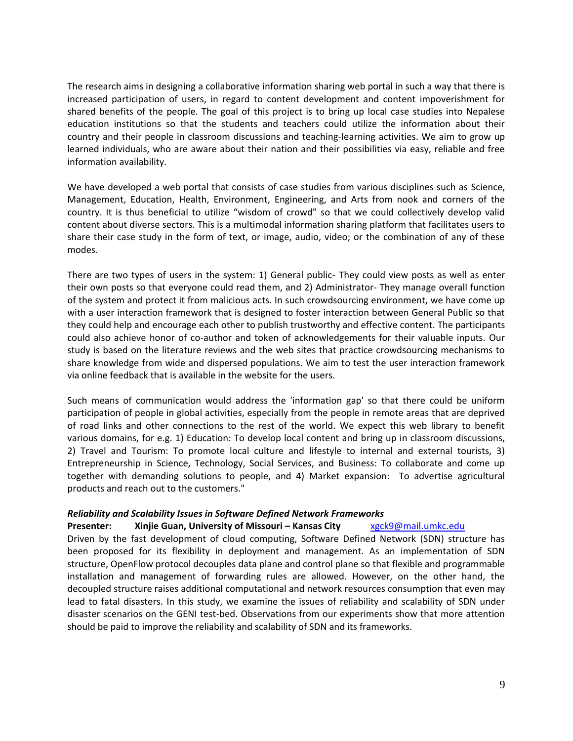The research aims in designing a collaborative information sharing web portal in such a way that there is increased participation of users, in regard to content development and content impoverishment for shared benefits of the people. The goal of this project is to bring up local case studies into Nepalese education institutions so that the students and teachers could utilize the information about their country and their people in classroom discussions and teaching-learning activities. We aim to grow up learned individuals, who are aware about their nation and their possibilities via easy, reliable and free information availability.

We have developed a web portal that consists of case studies from various disciplines such as Science, Management, Education, Health, Environment, Engineering, and Arts from nook and corners of the country. It is thus beneficial to utilize "wisdom of crowd" so that we could collectively develop valid content about diverse sectors. This is a multimodal information sharing platform that facilitates users to share their case study in the form of text, or image, audio, video; or the combination of any of these modes.

There are two types of users in the system: 1) General public- They could view posts as well as enter their own posts so that everyone could read them, and 2) Administrator- They manage overall function of the system and protect it from malicious acts. In such crowdsourcing environment, we have come up with a user interaction framework that is designed to foster interaction between General Public so that they could help and encourage each other to publish trustworthy and effective content. The participants could also achieve honor of co-author and token of acknowledgements for their valuable inputs. Our study is based on the literature reviews and the web sites that practice crowdsourcing mechanisms to share knowledge from wide and dispersed populations. We aim to test the user interaction framework via online feedback that is available in the website for the users.

Such means of communication would address the 'information gap' so that there could be uniform participation of people in global activities, especially from the people in remote areas that are deprived of road links and other connections to the rest of the world. We expect this web library to benefit various domains, for e.g. 1) Education: To develop local content and bring up in classroom discussions, 2) Travel and Tourism: To promote local culture and lifestyle to internal and external tourists, 3) Entrepreneurship in Science, Technology, Social Services, and Business: To collaborate and come up together with demanding solutions to people, and 4) Market expansion: To advertise agricultural products and reach out to the customers."

***Reliability and Scalability Issues in Software Defined Network Frameworks***

**Presenter: Xinjie Guan, University of Missouri – Kansas City** xgck9@mail.umkc.edu

Driven by the fast development of cloud computing, Software Defined Network (SDN) structure has been proposed for its flexibility in deployment and management. As an implementation of SDN structure, OpenFlow protocol decouples data plane and control plane so that flexible and programmable installation and management of forwarding rules are allowed. However, on the other hand, the decoupled structure raises additional computational and network resources consumption that even may lead to fatal disasters. In this study, we examine the issues of reliability and scalability of SDN under disaster scenarios on the GENI test-bed. Observations from our experiments show that more attention should be paid to improve the reliability and scalability of SDN and its frameworks.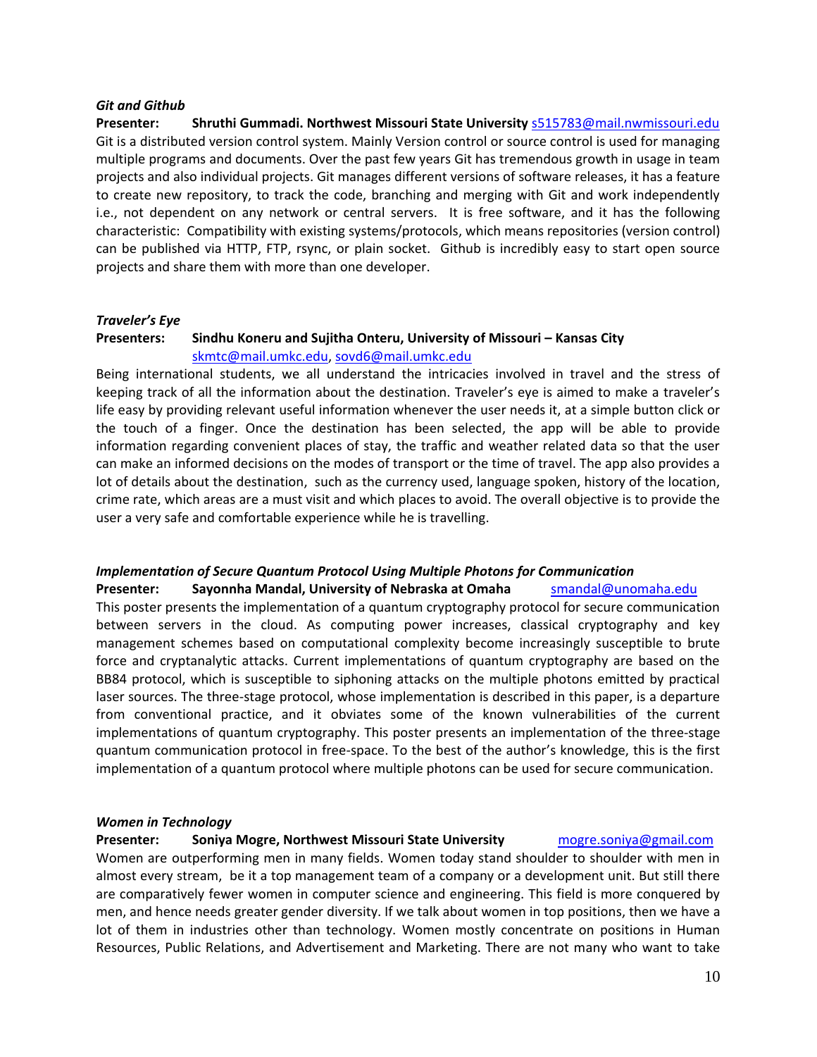***Git and Github***

**Presenter: Shruthi Gummadi. Northwest Missouri State University** s515783@mail.nwmissouri.edu

Git is a distributed version control system. Mainly Version control or source control is used for managing multiple programs and documents. Over the past few years Git has tremendous growth in usage in team projects and also individual projects. Git manages different versions of software releases, it has a feature to create new repository, to track the code, branching and merging with Git and work independently i.e., not dependent on any network or central servers. It is free software, and it has the following characteristic: Compatibility with existing systems/protocols, which means repositories (version control) can be published via HTTP, FTP, rsync, or plain socket. Github is incredibly easy to start open source projects and share them with more than one developer.

***Traveler's Eye***

**Presenters: Sindhu Koneru and Sujitha Onteru, University of Missouri – Kansas City**
skmtc@mail.umkc.edu, sovd6@mail.umkc.edu

Being international students, we all understand the intricacies involved in travel and the stress of keeping track of all the information about the destination. Traveler's eye is aimed to make a traveler's life easy by providing relevant useful information whenever the user needs it, at a simple button click or the touch of a finger. Once the destination has been selected, the app will be able to provide information regarding convenient places of stay, the traffic and weather related data so that the user can make an informed decisions on the modes of transport or the time of travel. The app also provides a lot of details about the destination, such as the currency used, language spoken, history of the location, crime rate, which areas are a must visit and which places to avoid. The overall objective is to provide the user a very safe and comfortable experience while he is travelling.

***Implementation of Secure Quantum Protocol Using Multiple Photons for Communication***

**Presenter: Sayonnha Mandal, University of Nebraska at Omaha** smandal@unomaha.edu

This poster presents the implementation of a quantum cryptography protocol for secure communication between servers in the cloud. As computing power increases, classical cryptography and key management schemes based on computational complexity become increasingly susceptible to brute force and cryptanalytic attacks. Current implementations of quantum cryptography are based on the BB84 protocol, which is susceptible to siphoning attacks on the multiple photons emitted by practical laser sources. The three-stage protocol, whose implementation is described in this paper, is a departure from conventional practice, and it obviates some of the known vulnerabilities of the current implementations of quantum cryptography. This poster presents an implementation of the three-stage quantum communication protocol in free-space. To the best of the author's knowledge, this is the first implementation of a quantum protocol where multiple photons can be used for secure communication.

***Women in Technology***

**Presenter: Soniya Mogre, Northwest Missouri State University** mogre.soniya@gmail.com

Women are outperforming men in many fields. Women today stand shoulder to shoulder with men in almost every stream, be it a top management team of a company or a development unit. But still there are comparatively fewer women in computer science and engineering. This field is more conquered by men, and hence needs greater gender diversity. If we talk about women in top positions, then we have a lot of them in industries other than technology. Women mostly concentrate on positions in Human Resources, Public Relations, and Advertisement and Marketing. There are not many who want to take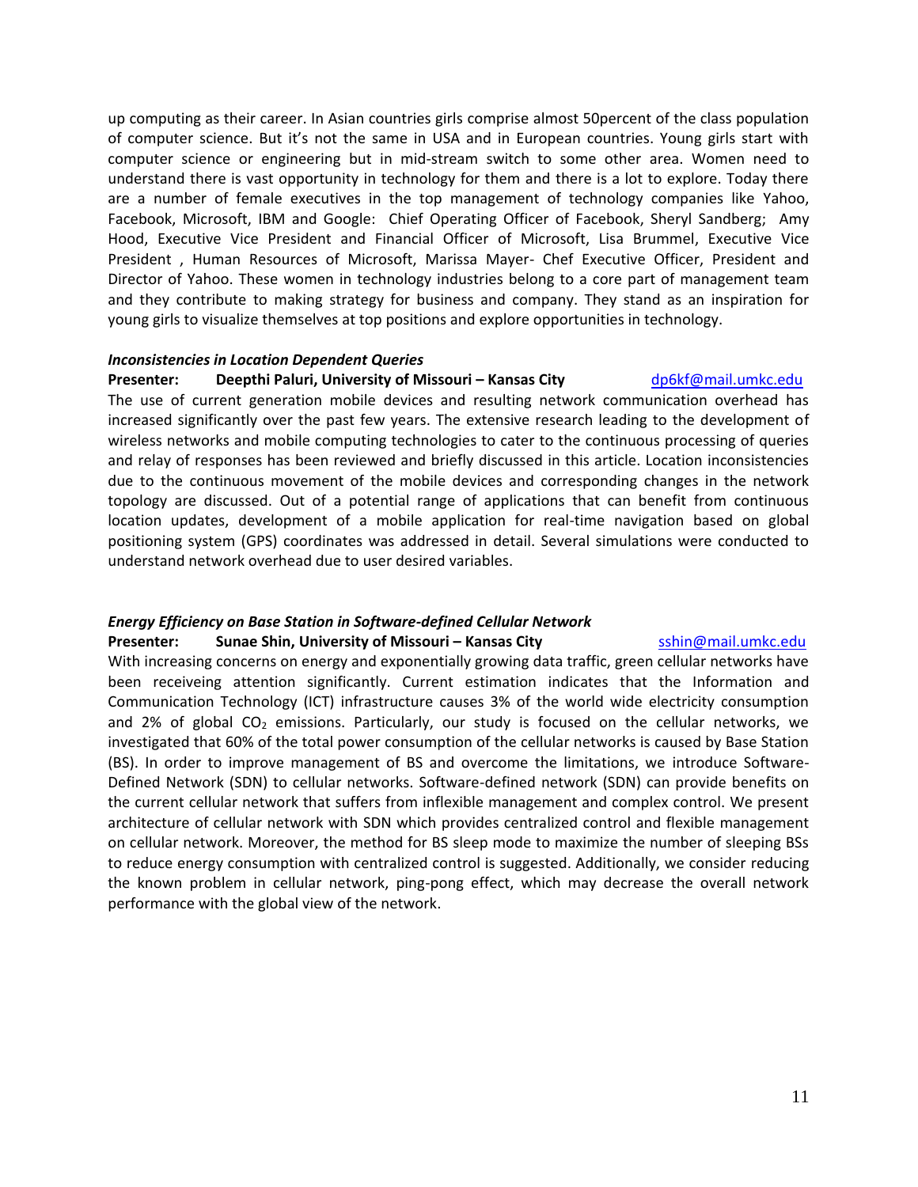up computing as their career. In Asian countries girls comprise almost 50percent of the class population of computer science. But it's not the same in USA and in European countries. Young girls start with computer science or engineering but in mid-stream switch to some other area. Women need to understand there is vast opportunity in technology for them and there is a lot to explore. Today there are a number of female executives in the top management of technology companies like Yahoo, Facebook, Microsoft, IBM and Google: Chief Operating Officer of Facebook, Sheryl Sandberg; Amy Hood, Executive Vice President and Financial Officer of Microsoft, Lisa Brummel, Executive Vice President , Human Resources of Microsoft, Marissa Mayer- Chef Executive Officer, President and Director of Yahoo. These women in technology industries belong to a core part of management team and they contribute to making strategy for business and company. They stand as an inspiration for young girls to visualize themselves at top positions and explore opportunities in technology.

***Inconsistencies in Location Dependent Queries***

**Presenter: Deepthi Paluri, University of Missouri – Kansas City** dp6kf@mail.umkc.edu

The use of current generation mobile devices and resulting network communication overhead has increased significantly over the past few years. The extensive research leading to the development of wireless networks and mobile computing technologies to cater to the continuous processing of queries and relay of responses has been reviewed and briefly discussed in this article. Location inconsistencies due to the continuous movement of the mobile devices and corresponding changes in the network topology are discussed. Out of a potential range of applications that can benefit from continuous location updates, development of a mobile application for real-time navigation based on global positioning system (GPS) coordinates was addressed in detail. Several simulations were conducted to understand network overhead due to user desired variables.

***Energy Efficiency on Base Station in Software-defined Cellular Network***

**Presenter: Sunae Shin, University of Missouri – Kansas City** sshin@mail.umkc.edu

With increasing concerns on energy and exponentially growing data traffic, green cellular networks have been receiveing attention significantly. Current estimation indicates that the Information and Communication Technology (ICT) infrastructure causes 3% of the world wide electricity consumption and 2% of global $CO_2$ emissions. Particularly, our study is focused on the cellular networks, we investigated that 60% of the total power consumption of the cellular networks is caused by Base Station (BS). In order to improve management of BS and overcome the limitations, we introduce Software-Defined Network (SDN) to cellular networks. Software-defined network (SDN) can provide benefits on the current cellular network that suffers from inflexible management and complex control. We present architecture of cellular network with SDN which provides centralized control and flexible management on cellular network. Moreover, the method for BS sleep mode to maximize the number of sleeping BSs to reduce energy consumption with centralized control is suggested. Additionally, we consider reducing the known problem in cellular network, ping-pong effect, which may decrease the overall network performance with the global view of the network.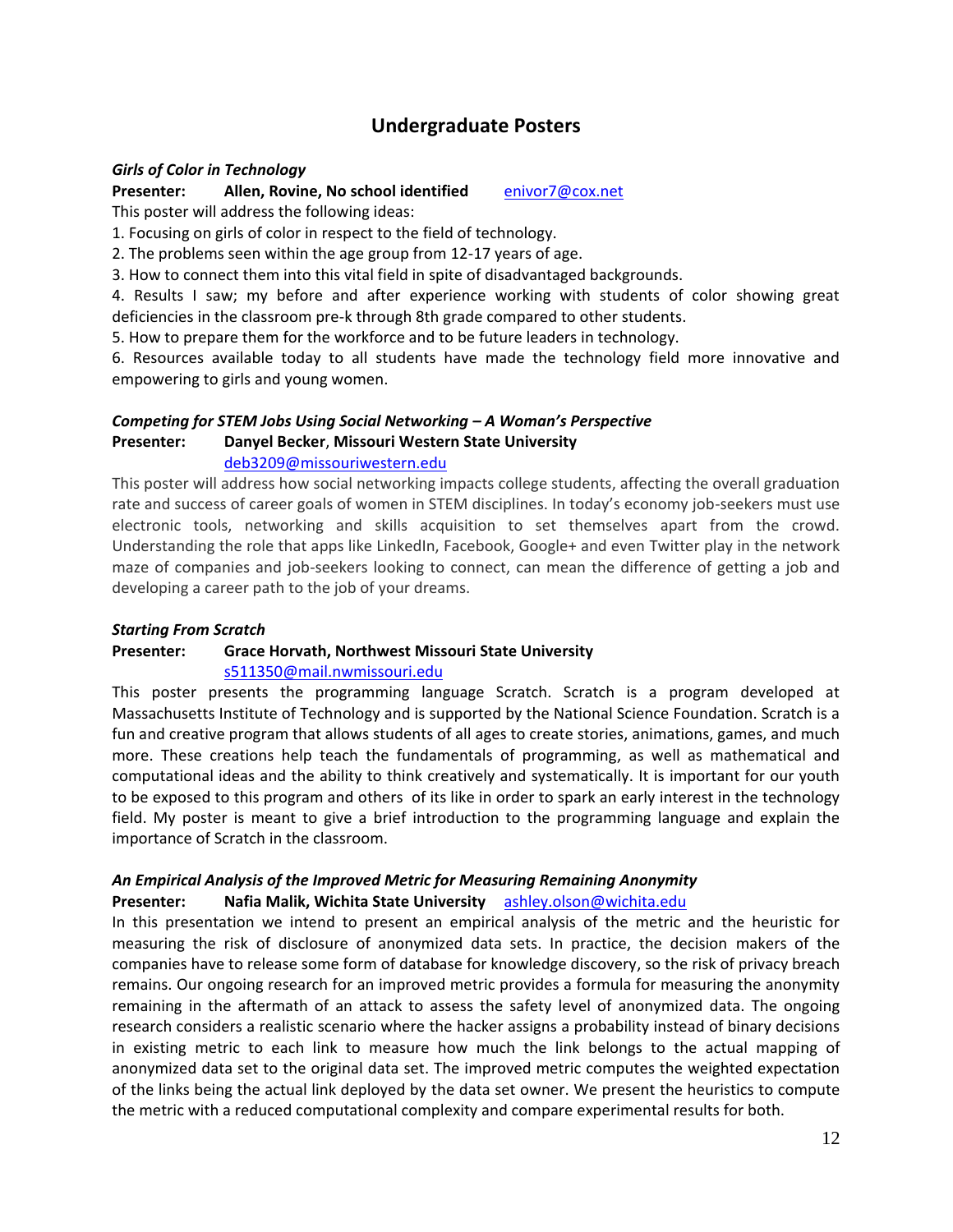## Undergraduate Posters

***Girls of Color in Technology***

**Presenter:** **Allen, Rovine, No school identified** enivor7@cox.net

This poster will address the following ideas:

1. Focusing on girls of color in respect to the field of technology.
2. The problems seen within the age group from 12-17 years of age.
3. How to connect them into this vital field in spite of disadvantaged backgrounds.
4. Results I saw; my before and after experience working with students of color showing great deficiencies in the classroom pre-k through 8th grade compared to other students.
5. How to prepare them for the workforce and to be future leaders in technology.
6. Resources available today to all students have made the technology field more innovative and empowering to girls and young women.

***Competing for STEM Jobs Using Social Networking – A Woman's Perspective***

**Presenter:** **Danyel Becker**, **Missouri Western State University**
deb3209@missouriwestern.edu

This poster will address how social networking impacts college students, affecting the overall graduation rate and success of career goals of women in STEM disciplines. In today's economy job-seekers must use electronic tools, networking and skills acquisition to set themselves apart from the crowd. Understanding the role that apps like LinkedIn, Facebook, Google+ and even Twitter play in the network maze of companies and job-seekers looking to connect, can mean the difference of getting a job and developing a career path to the job of your dreams.

***Starting From Scratch***

**Presenter:** **Grace Horvath, Northwest Missouri State University**
s511350@mail.nwmissouri.edu

This poster presents the programming language Scratch. Scratch is a program developed at Massachusetts Institute of Technology and is supported by the National Science Foundation. Scratch is a fun and creative program that allows students of all ages to create stories, animations, games, and much more. These creations help teach the fundamentals of programming, as well as mathematical and computational ideas and the ability to think creatively and systematically. It is important for our youth to be exposed to this program and others of its like in order to spark an early interest in the technology field. My poster is meant to give a brief introduction to the programming language and explain the importance of Scratch in the classroom.

***An Empirical Analysis of the Improved Metric for Measuring Remaining Anonymity***

**Presenter:** **Nafia Malik, Wichita State University** ashley.olson@wichita.edu

In this presentation we intend to present an empirical analysis of the metric and the heuristic for measuring the risk of disclosure of anonymized data sets. In practice, the decision makers of the companies have to release some form of database for knowledge discovery, so the risk of privacy breach remains. Our ongoing research for an improved metric provides a formula for measuring the anonymity remaining in the aftermath of an attack to assess the safety level of anonymized data. The ongoing research considers a realistic scenario where the hacker assigns a probability instead of binary decisions in existing metric to each link to measure how much the link belongs to the actual mapping of anonymized data set to the original data set. The improved metric computes the weighted expectation of the links being the actual link deployed by the data set owner. We present the heuristics to compute the metric with a reduced computational complexity and compare experimental results for both.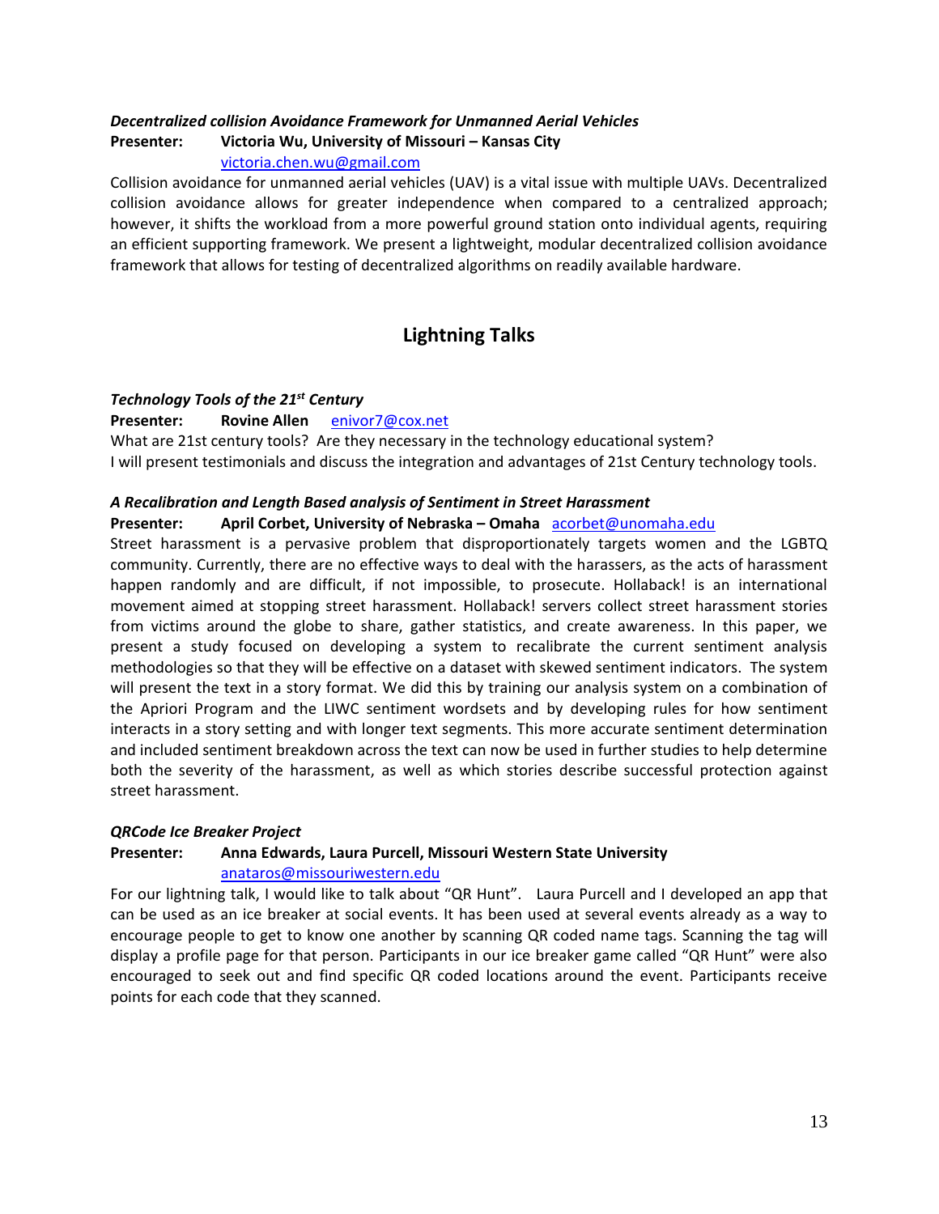***Decentralized collision Avoidance Framework for Unmanned Aerial Vehicles***

**Presenter: Victoria Wu, University of Missouri – Kansas City**
victoria.chen.wu@gmail.com

Collision avoidance for unmanned aerial vehicles (UAV) is a vital issue with multiple UAVs. Decentralized collision avoidance allows for greater independence when compared to a centralized approach; however, it shifts the workload from a more powerful ground station onto individual agents, requiring an efficient supporting framework. We present a lightweight, modular decentralized collision avoidance framework that allows for testing of decentralized algorithms on readily available hardware.

## Lightning Talks

***Technology Tools of the 21st Century***

**Presenter: Rovine Allen** enivor7@cox.net

What are 21st century tools? Are they necessary in the technology educational system?
I will present testimonials and discuss the integration and advantages of 21st Century technology tools.

***A Recalibration and Length Based analysis of Sentiment in Street Harassment***

**Presenter: April Corbet, University of Nebraska – Omaha** acorbet@unomaha.edu

Street harassment is a pervasive problem that disproportionately targets women and the LGBTQ community. Currently, there are no effective ways to deal with the harassers, as the acts of harassment happen randomly and are difficult, if not impossible, to prosecute. Hollaback! is an international movement aimed at stopping street harassment. Hollaback! servers collect street harassment stories from victims around the globe to share, gather statistics, and create awareness. In this paper, we present a study focused on developing a system to recalibrate the current sentiment analysis methodologies so that they will be effective on a dataset with skewed sentiment indicators. The system will present the text in a story format. We did this by training our analysis system on a combination of the Apriori Program and the LIWC sentiment wordsets and by developing rules for how sentiment interacts in a story setting and with longer text segments. This more accurate sentiment determination and included sentiment breakdown across the text can now be used in further studies to help determine both the severity of the harassment, as well as which stories describe successful protection against street harassment.

***QRCode Ice Breaker Project***

**Presenter: Anna Edwards, Laura Purcell, Missouri Western State University**
anataros@missouriwestern.edu

For our lightning talk, I would like to talk about “QR Hunt”. Laura Purcell and I developed an app that can be used as an ice breaker at social events. It has been used at several events already as a way to encourage people to get to know one another by scanning QR coded name tags. Scanning the tag will display a profile page for that person. Participants in our ice breaker game called “QR Hunt” were also encouraged to seek out and find specific QR coded locations around the event. Participants receive points for each code that they scanned.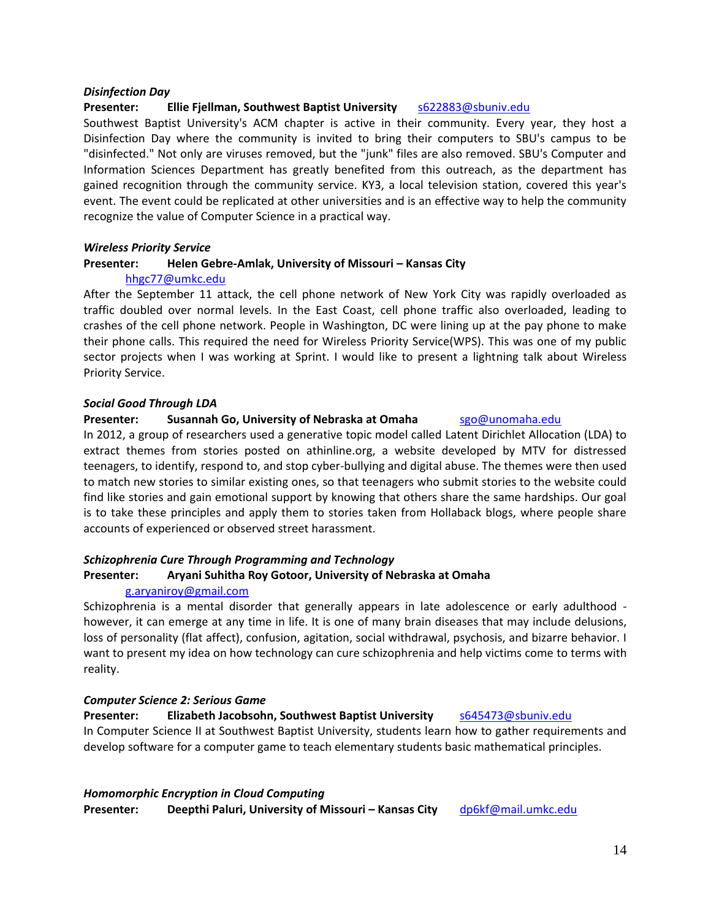***Disinfection Day***

**Presenter: Ellie Fjellman, Southwest Baptist University** s622883@sbuniv.edu

Southwest Baptist University's ACM chapter is active in their community. Every year, they host a Disinfection Day where the community is invited to bring their computers to SBU's campus to be "disinfected." Not only are viruses removed, but the "junk" files are also removed. SBU's Computer and Information Sciences Department has greatly benefited from this outreach, as the department has gained recognition through the community service. KY3, a local television station, covered this year's event. The event could be replicated at other universities and is an effective way to help the community recognize the value of Computer Science in a practical way.

***Wireless Priority Service***

**Presenter: Helen Gebre-Amlak, University of Missouri – Kansas City**
hhgc77@umkc.edu

After the September 11 attack, the cell phone network of New York City was rapidly overloaded as traffic doubled over normal levels. In the East Coast, cell phone traffic also overloaded, leading to crashes of the cell phone network. People in Washington, DC were lining up at the pay phone to make their phone calls. This required the need for Wireless Priority Service(WPS). This was one of my public sector projects when I was working at Sprint. I would like to present a lightning talk about Wireless Priority Service.

***Social Good Through LDA***

**Presenter: Susannah Go, University of Nebraska at Omaha** sgo@unomaha.edu

In 2012, a group of researchers used a generative topic model called Latent Dirichlet Allocation (LDA) to extract themes from stories posted on athinline.org, a website developed by MTV for distressed teenagers, to identify, respond to, and stop cyber-bullying and digital abuse. The themes were then used to match new stories to similar existing ones, so that teenagers who submit stories to the website could find like stories and gain emotional support by knowing that others share the same hardships. Our goal is to take these principles and apply them to stories taken from Hollaback blogs, where people share accounts of experienced or observed street harassment.

***Schizophrenia Cure Through Programming and Technology***

**Presenter: Aryani Suhitha Roy Gotoor, University of Nebraska at Omaha**
g.aryaniroy@gmail.com

Schizophrenia is a mental disorder that generally appears in late adolescence or early adulthood - however, it can emerge at any time in life. It is one of many brain diseases that may include delusions, loss of personality (flat affect), confusion, agitation, social withdrawal, psychosis, and bizarre behavior. I want to present my idea on how technology can cure schizophrenia and help victims come to terms with reality.

***Computer Science 2: Serious Game***

**Presenter: Elizabeth Jacobsohn, Southwest Baptist University** s645473@sbuniv.edu

In Computer Science II at Southwest Baptist University, students learn how to gather requirements and develop software for a computer game to teach elementary students basic mathematical principles.

***Homomorphic Encryption in Cloud Computing***

**Presenter: Deepthi Paluri, University of Missouri – Kansas City** dp6kf@mail.umkc.edu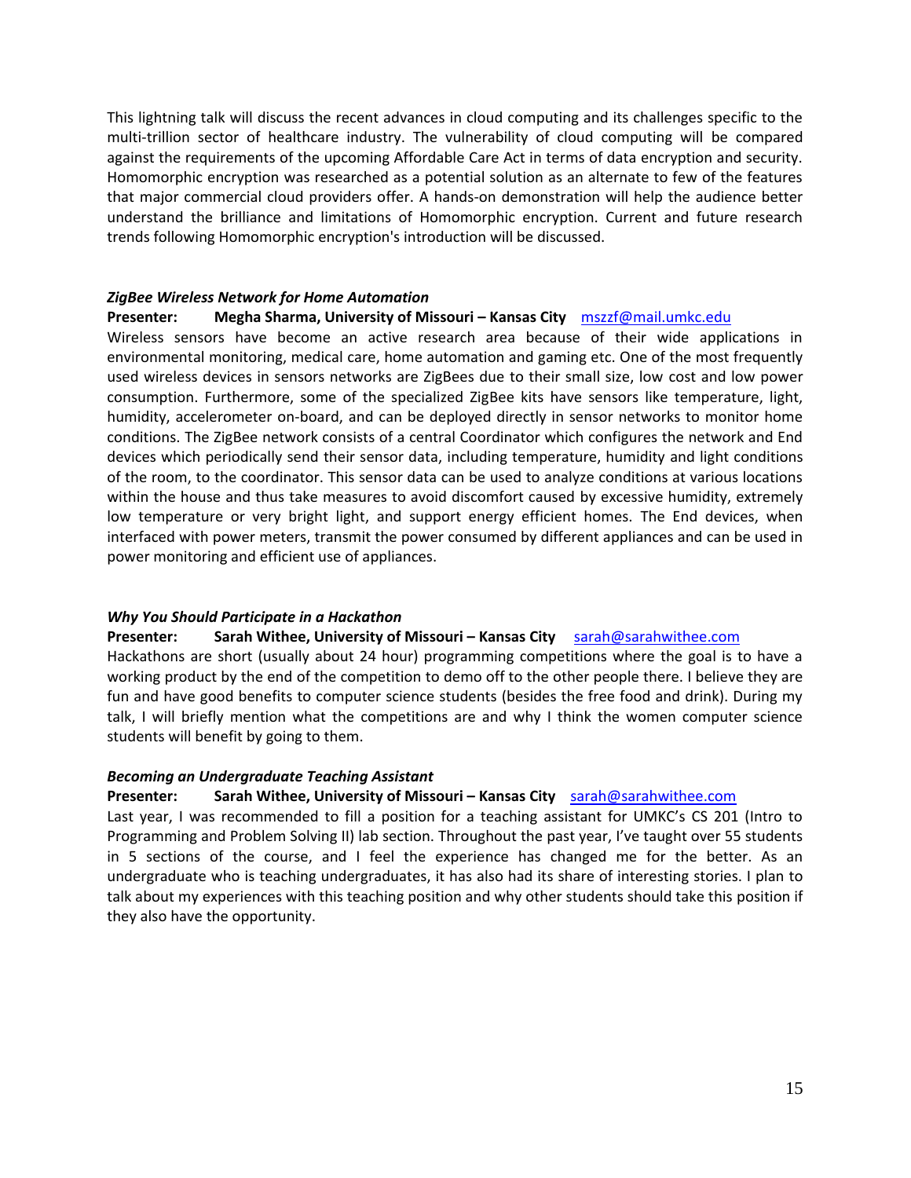This lightning talk will discuss the recent advances in cloud computing and its challenges specific to the multi-trillion sector of healthcare industry. The vulnerability of cloud computing will be compared against the requirements of the upcoming Affordable Care Act in terms of data encryption and security. Homomorphic encryption was researched as a potential solution as an alternate to few of the features that major commercial cloud providers offer. A hands-on demonstration will help the audience better understand the brilliance and limitations of Homomorphic encryption. Current and future research trends following Homomorphic encryption's introduction will be discussed.

***ZigBee Wireless Network for Home Automation***

**Presenter: Megha Sharma, University of Missouri – Kansas City** mszzf@mail.umkc.edu

Wireless sensors have become an active research area because of their wide applications in environmental monitoring, medical care, home automation and gaming etc. One of the most frequently used wireless devices in sensors networks are ZigBees due to their small size, low cost and low power consumption. Furthermore, some of the specialized ZigBee kits have sensors like temperature, light, humidity, accelerometer on-board, and can be deployed directly in sensor networks to monitor home conditions. The ZigBee network consists of a central Coordinator which configures the network and End devices which periodically send their sensor data, including temperature, humidity and light conditions of the room, to the coordinator. This sensor data can be used to analyze conditions at various locations within the house and thus take measures to avoid discomfort caused by excessive humidity, extremely low temperature or very bright light, and support energy efficient homes. The End devices, when interfaced with power meters, transmit the power consumed by different appliances and can be used in power monitoring and efficient use of appliances.

***Why You Should Participate in a Hackathon***

**Presenter: Sarah Withee, University of Missouri – Kansas City** sarah@sarahwithee.com

Hackathons are short (usually about 24 hour) programming competitions where the goal is to have a working product by the end of the competition to demo off to the other people there. I believe they are fun and have good benefits to computer science students (besides the free food and drink). During my talk, I will briefly mention what the competitions are and why I think the women computer science students will benefit by going to them.

***Becoming an Undergraduate Teaching Assistant***

**Presenter: Sarah Withee, University of Missouri – Kansas City** sarah@sarahwithee.com

Last year, I was recommended to fill a position for a teaching assistant for UMKC's CS 201 (Intro to Programming and Problem Solving II) lab section. Throughout the past year, I've taught over 55 students in 5 sections of the course, and I feel the experience has changed me for the better. As an undergraduate who is teaching undergraduates, it has also had its share of interesting stories. I plan to talk about my experiences with this teaching position and why other students should take this position if they also have the opportunity.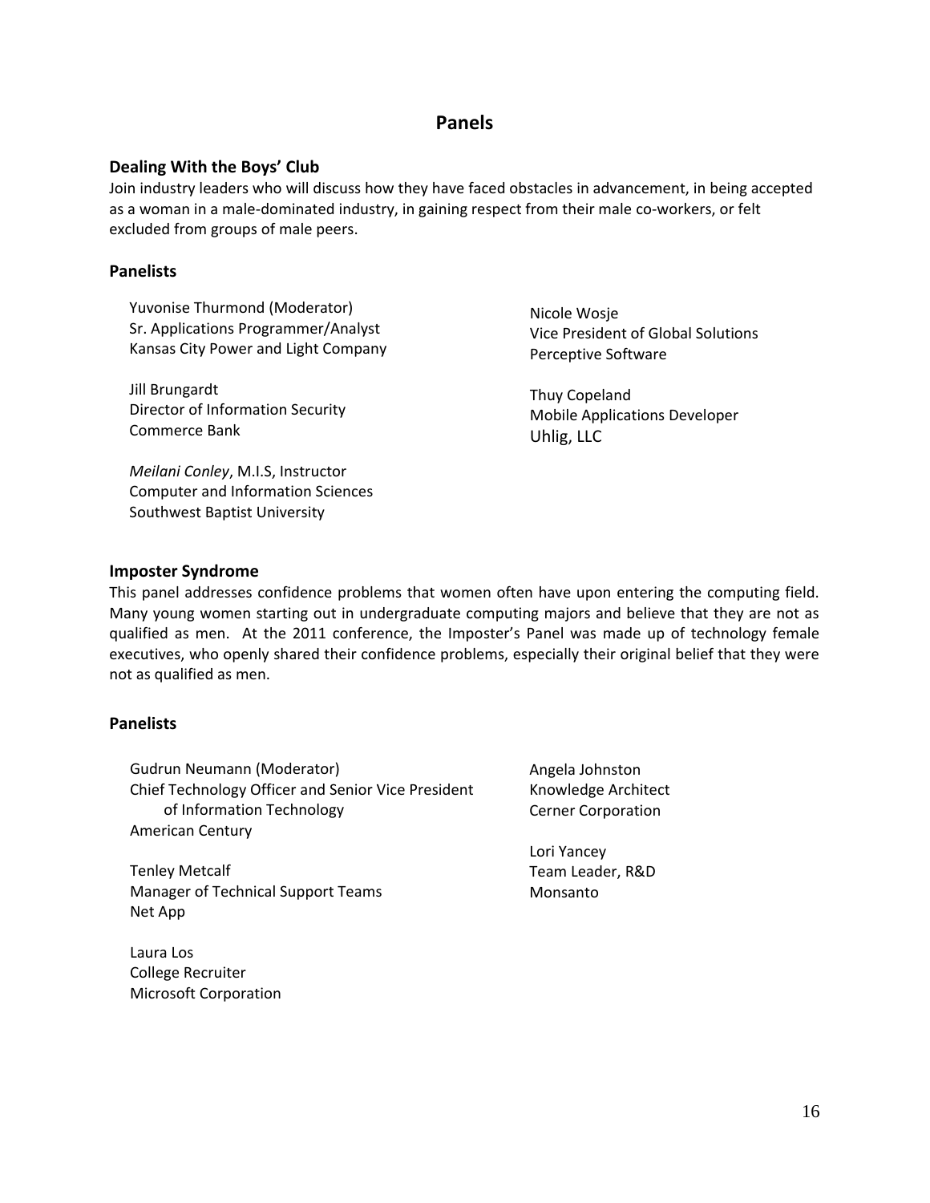# Panels

### Dealing With the Boys' Club

Join industry leaders who will discuss how they have faced obstacles in advancement, in being accepted as a woman in a male-dominated industry, in gaining respect from their male co-workers, or felt excluded from groups of male peers.

### Panelists

Yuvonise Thurmond (Moderator)
Sr. Applications Programmer/Analyst
Kansas City Power and Light Company

Jill Brungardt
Director of Information Security
Commerce Bank

*Meilani Conley*, M.I.S, Instructor
Computer and Information Sciences
Southwest Baptist University

Nicole Wosje
Vice President of Global Solutions
Perceptive Software

Thuy Copeland
Mobile Applications Developer
Uhlig, LLC

### Imposter Syndrome

This panel addresses confidence problems that women often have upon entering the computing field. Many young women starting out in undergraduate computing majors and believe that they are not as qualified as men. At the 2011 conference, the Imposter's Panel was made up of technology female executives, who openly shared their confidence problems, especially their original belief that they were not as qualified as men.

### Panelists

Gudrun Neumann (Moderator)
Chief Technology Officer and Senior Vice President of Information Technology
American Century

Tenley Metcalf
Manager of Technical Support Teams
Net App

Laura Los
College Recruiter
Microsoft Corporation

Angela Johnston
Knowledge Architect
Cerner Corporation

Lori Yancey
Team Leader, R&D
Monsanto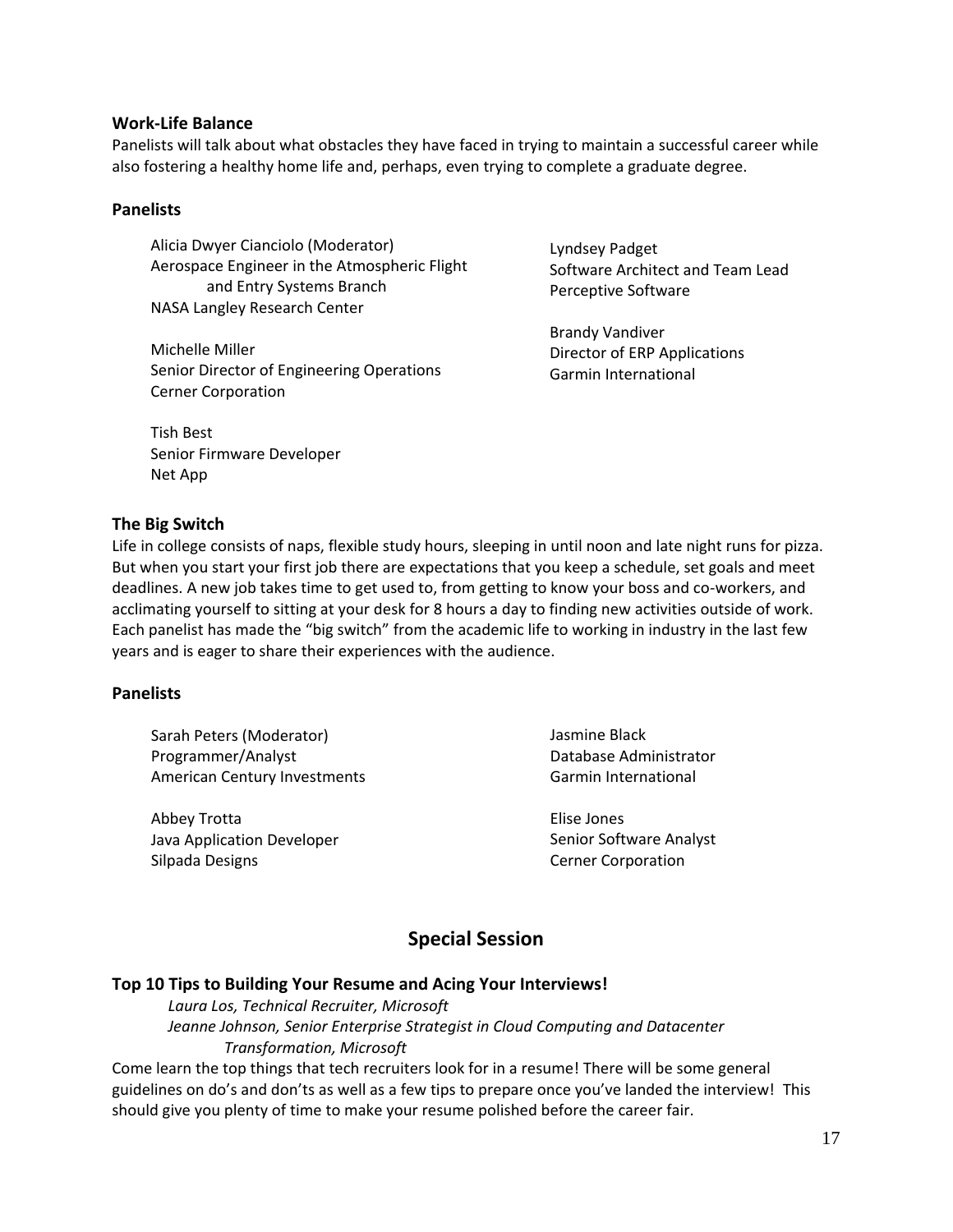### Work-Life Balance

Panelists will talk about what obstacles they have faced in trying to maintain a successful career while also fostering a healthy home life and, perhaps, even trying to complete a graduate degree.

#### Panelists

Alicia Dwyer Cianciolo (Moderator)
Aerospace Engineer in the Atmospheric Flight and Entry Systems Branch
NASA Langley Research Center

Michelle Miller
Senior Director of Engineering Operations
Cerner Corporation

Tish Best
Senior Firmware Developer
Net App

Lyndsey Padget
Software Architect and Team Lead
Perceptive Software

Brandy Vandiver
Director of ERP Applications
Garmin International

### The Big Switch

Life in college consists of naps, flexible study hours, sleeping in until noon and late night runs for pizza. But when you start your first job there are expectations that you keep a schedule, set goals and meet deadlines. A new job takes time to get used to, from getting to know your boss and co-workers, and acclimating yourself to sitting at your desk for 8 hours a day to finding new activities outside of work. Each panelist has made the "big switch" from the academic life to working in industry in the last few years and is eager to share their experiences with the audience.

#### Panelists

Sarah Peters (Moderator)
Programmer/Analyst
American Century Investments

Abbey Trotta
Java Application Developer
Silpada Designs

Jasmine Black
Database Administrator
Garmin International

Elise Jones
Senior Software Analyst
Cerner Corporation

## Special Session

### Top 10 Tips to Building Your Resume and Acing Your Interviews!

*Laura Los, Technical Recruiter, Microsoft*
*Jeanne Johnson, Senior Enterprise Strategist in Cloud Computing and Datacenter Transformation, Microsoft*

Come learn the top things that tech recruiters look for in a resume! There will be some general guidelines on do's and don'ts as well as a few tips to prepare once you've landed the interview! This should give you plenty of time to make your resume polished before the career fair.